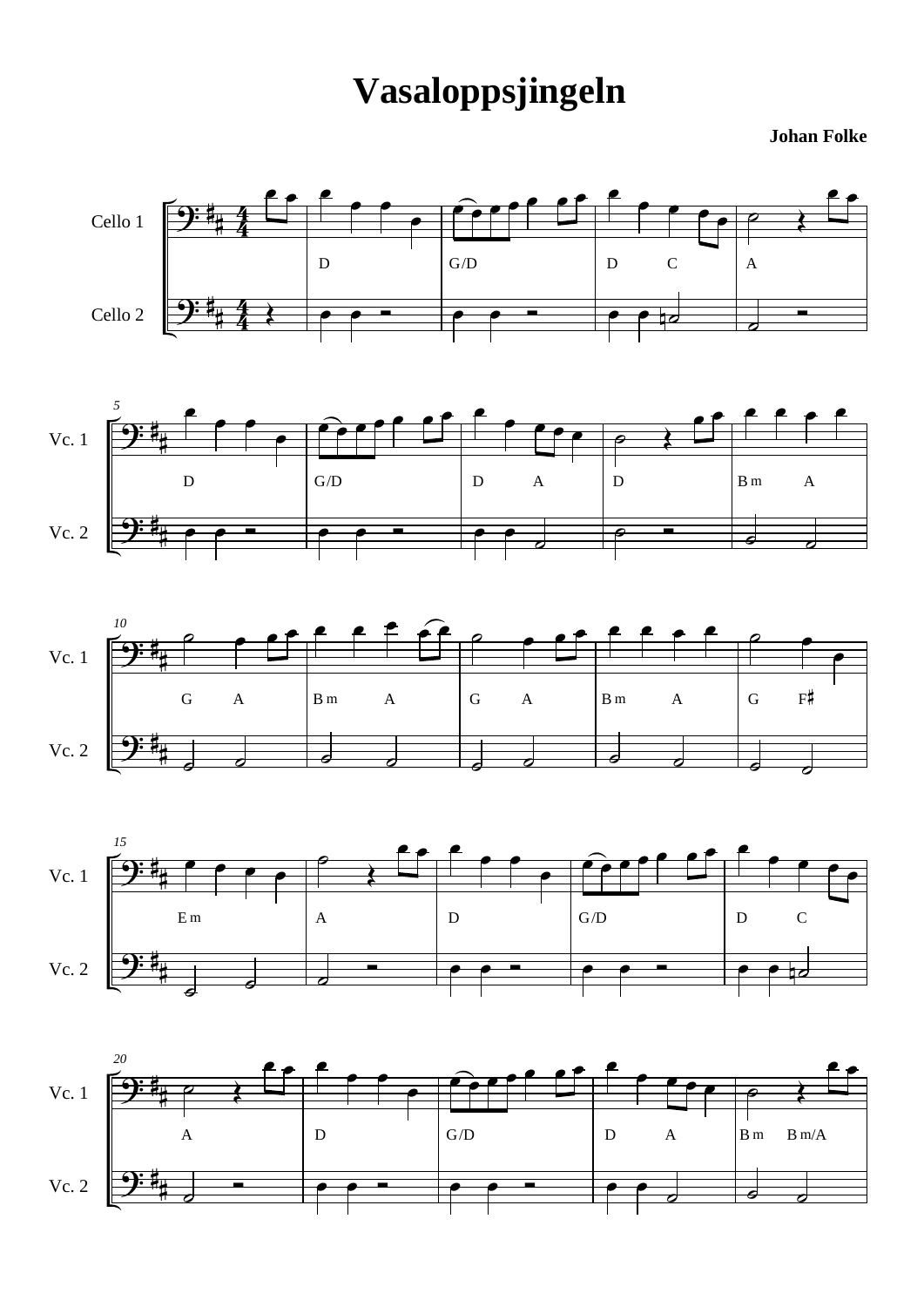# Vasaloppsjingeln

**Johan Folke**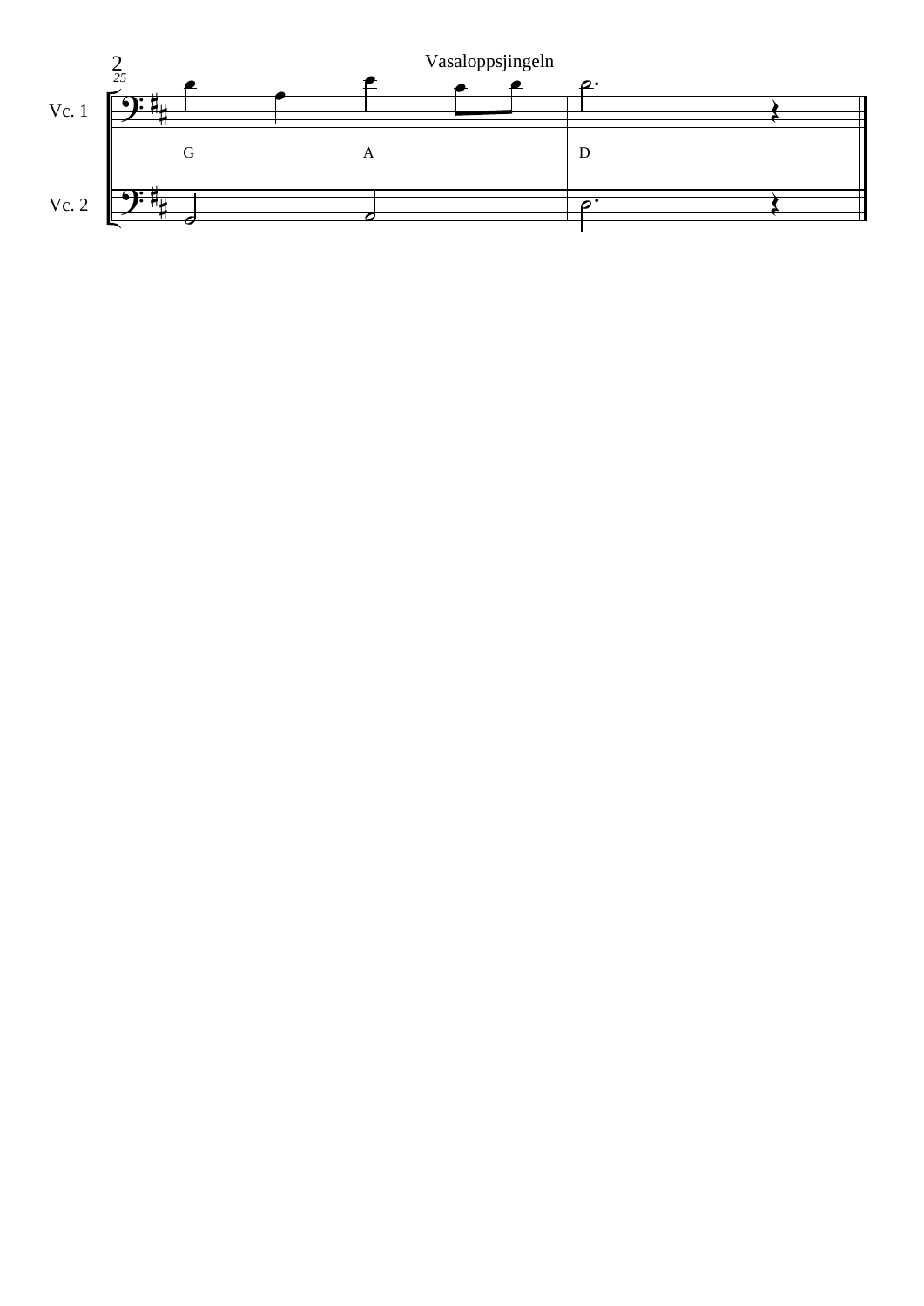Vc. 1

G A D

Vc. 2